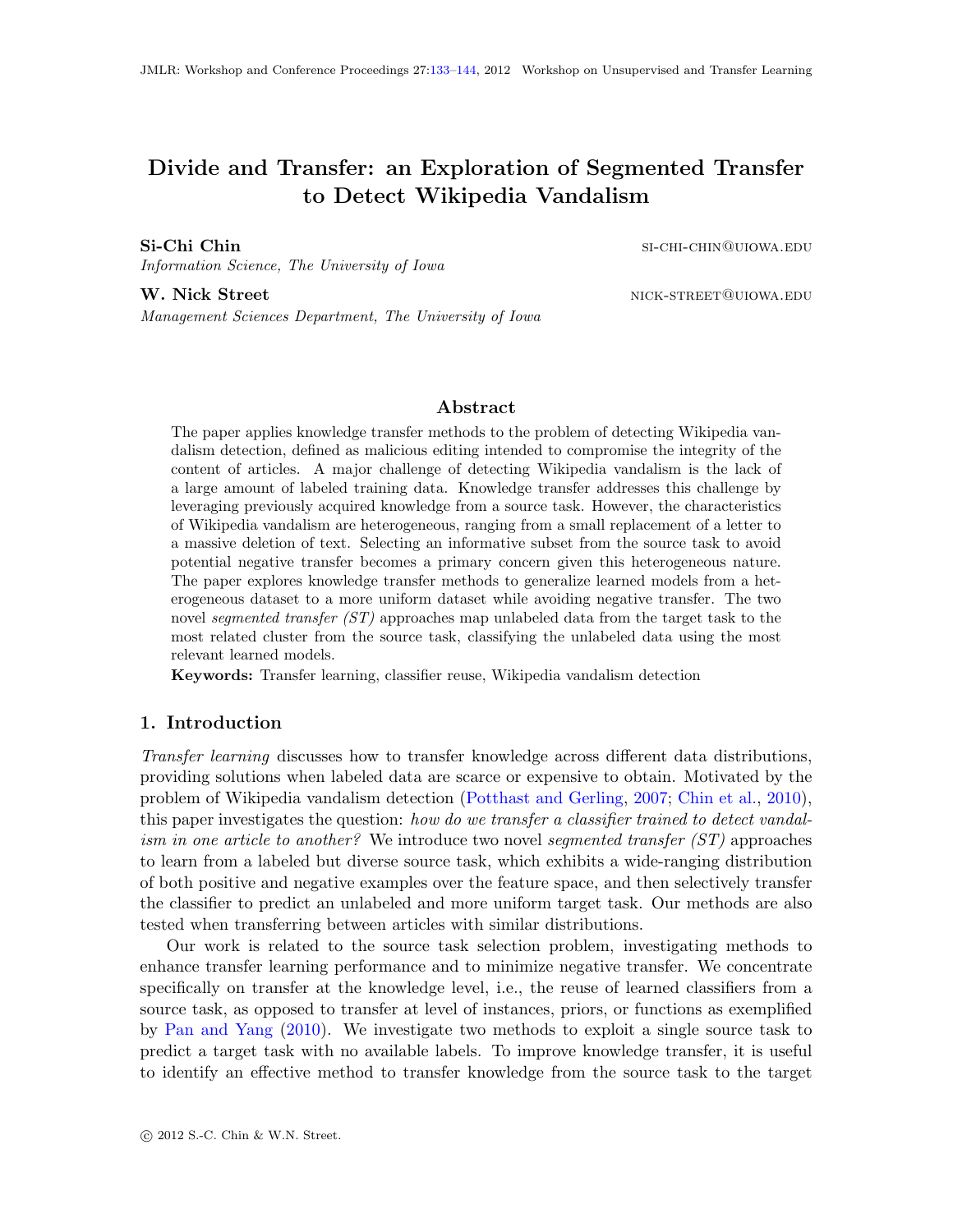# Divide and Transfer: an Exploration of Segmented Transfer to Detect Wikipedia Vandalism

**Si-Chi Chin** si-chi-chin@uiowa.edu
*Information Science, The University of Iowa*

**W. Nick Street** nick-street@uiowa.edu
*Management Sciences Department, The University of Iowa*

## Abstract

The paper applies knowledge transfer methods to the problem of detecting Wikipedia vandalism detection, defined as malicious editing intended to compromise the integrity of the content of articles. A major challenge of detecting Wikipedia vandalism is the lack of a large amount of labeled training data. Knowledge transfer addresses this challenge by leveraging previously acquired knowledge from a source task. However, the characteristics of Wikipedia vandalism are heterogeneous, ranging from a small replacement of a letter to a massive deletion of text. Selecting an informative subset from the source task to avoid potential negative transfer becomes a primary concern given this heterogeneous nature. The paper explores knowledge transfer methods to generalize learned models from a heterogeneous dataset to a more uniform dataset while avoiding negative transfer. The two novel *segmented transfer (ST)* approaches map unlabeled data from the target task to the most related cluster from the source task, classifying the unlabeled data using the most relevant learned models.

**Keywords:** Transfer learning, classifier reuse, Wikipedia vandalism detection

## 1. Introduction

*Transfer learning* discusses how to transfer knowledge across different data distributions, providing solutions when labeled data are scarce or expensive to obtain. Motivated by the problem of Wikipedia vandalism detection (Potthast and Gerling, 2007; Chin et al., 2010), this paper investigates the question: *how do we transfer a classifier trained to detect vandalism in one article to another?* We introduce two novel *segmented transfer (ST)* approaches to learn from a labeled but diverse source task, which exhibits a wide-ranging distribution of both positive and negative examples over the feature space, and then selectively transfer the classifier to predict an unlabeled and more uniform target task. Our methods are also tested when transferring between articles with similar distributions.

Our work is related to the source task selection problem, investigating methods to enhance transfer learning performance and to minimize negative transfer. We concentrate specifically on transfer at the knowledge level, i.e., the reuse of learned classifiers from a source task, as opposed to transfer at level of instances, priors, or functions as exemplified by Pan and Yang (2010). We investigate two methods to exploit a single source task to predict a target task with no available labels. To improve knowledge transfer, it is useful to identify an effective method to transfer knowledge from the source task to the target

© 2012 S.-C. Chin & W.N. Street.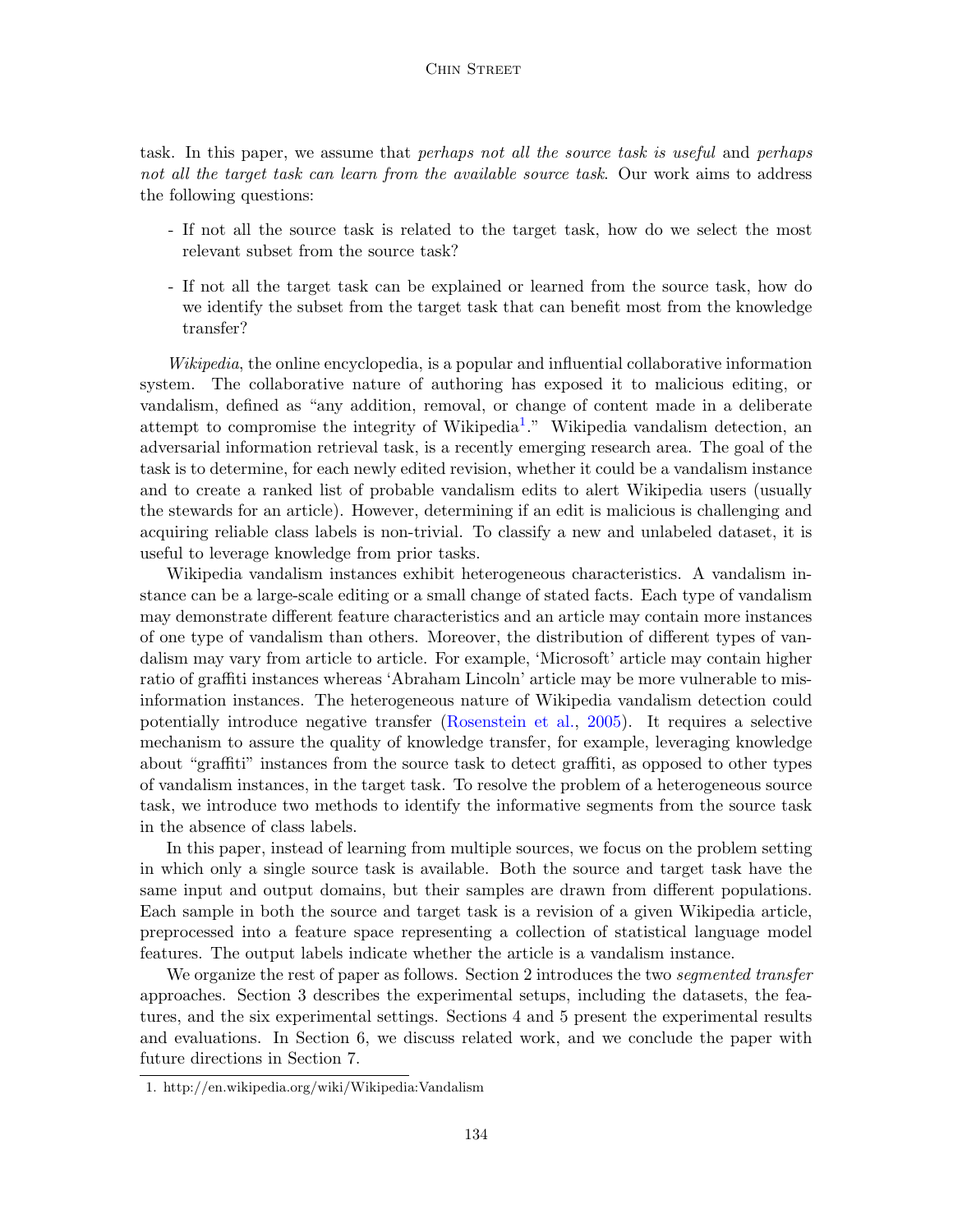task. In this paper, we assume that *perhaps not all the source task is useful* and *perhaps not all the target task can learn from the available source task*. Our work aims to address the following questions:

- If not all the source task is related to the target task, how do we select the most relevant subset from the source task?
- If not all the target task can be explained or learned from the source task, how do we identify the subset from the target task that can benefit most from the knowledge transfer?

*Wikipedia*, the online encyclopedia, is a popular and influential collaborative information system. The collaborative nature of authoring has exposed it to malicious editing, or vandalism, defined as "any addition, removal, or change of content made in a deliberate attempt to compromise the integrity of Wikipedia[1]." Wikipedia vandalism detection, an adversarial information retrieval task, is a recently emerging research area. The goal of the task is to determine, for each newly edited revision, whether it could be a vandalism instance and to create a ranked list of probable vandalism edits to alert Wikipedia users (usually the stewards for an article). However, determining if an edit is malicious is challenging and acquiring reliable class labels is non-trivial. To classify a new and unlabeled dataset, it is useful to leverage knowledge from prior tasks.

Wikipedia vandalism instances exhibit heterogeneous characteristics. A vandalism instance can be a large-scale editing or a small change of stated facts. Each type of vandalism may demonstrate different feature characteristics and an article may contain more instances of one type of vandalism than others. Moreover, the distribution of different types of vandalism may vary from article to article. For example, 'Microsoft' article may contain higher ratio of graffiti instances whereas 'Abraham Lincoln' article may be more vulnerable to misinformation instances. The heterogeneous nature of Wikipedia vandalism detection could potentially introduce negative transfer (Rosenstein et al., 2005). It requires a selective mechanism to assure the quality of knowledge transfer, for example, leveraging knowledge about "graffiti" instances from the source task to detect graffiti, as opposed to other types of vandalism instances, in the target task. To resolve the problem of a heterogeneous source task, we introduce two methods to identify the informative segments from the source task in the absence of class labels.

In this paper, instead of learning from multiple sources, we focus on the problem setting in which only a single source task is available. Both the source and target task have the same input and output domains, but their samples are drawn from different populations. Each sample in both the source and target task is a revision of a given Wikipedia article, preprocessed into a feature space representing a collection of statistical language model features. The output labels indicate whether the article is a vandalism instance.

We organize the rest of paper as follows. Section 2 introduces the two *segmented transfer* approaches. Section 3 describes the experimental setups, including the datasets, the features, and the six experimental settings. Sections 4 and 5 present the experimental results and evaluations. In Section 6, we discuss related work, and we conclude the paper with future directions in Section 7.

1. http://en.wikipedia.org/wiki/Wikipedia:Vandalism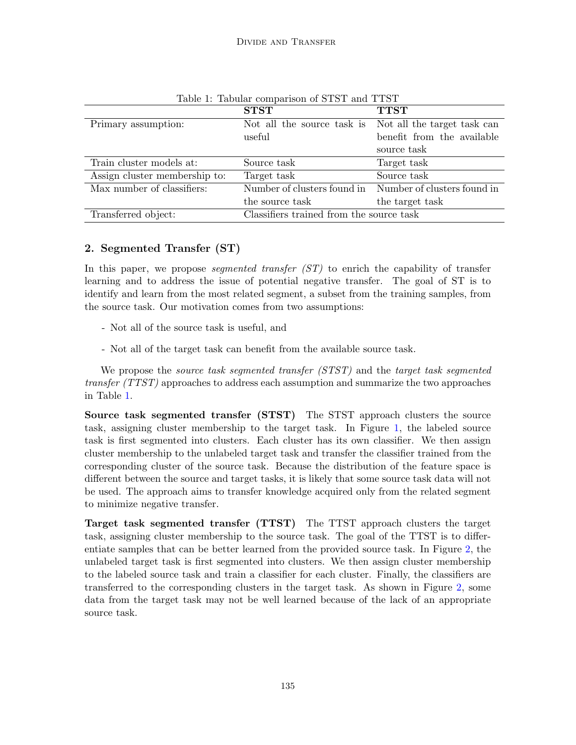Table 1: Tabular comparison of STST and TTST

| | **STST** | **TTST** |
|---|---|---|
| Primary assumption: | Not all the source task is useful | Not all the target task can benefit from the available source task |
| Train cluster models at: | Source task | Target task |
| Assign cluster membership to: | Target task | Source task |
| Max number of classifiers: | Number of clusters found in the source task | Number of clusters found in the target task |
| Transferred object: | Classifiers trained from the source task | |

## 2. Segmented Transfer (ST)

In this paper, we propose *segmented transfer (ST)* to enrich the capability of transfer learning and to address the issue of potential negative transfer. The goal of ST is to identify and learn from the most related segment, a subset from the training samples, from the source task. Our motivation comes from two assumptions:

- Not all of the source task is useful, and

- Not all of the target task can benefit from the available source task.

We propose the *source task segmented transfer (STST)* and the *target task segmented transfer (TTST)* approaches to address each assumption and summarize the two approaches in Table 1.

**Source task segmented transfer (STST)** The STST approach clusters the source task, assigning cluster membership to the target task. In Figure 1, the labeled source task is first segmented into clusters. Each cluster has its own classifier. We then assign cluster membership to the unlabeled target task and transfer the classifier trained from the corresponding cluster of the source task. Because the distribution of the feature space is different between the source and target tasks, it is likely that some source task data will not be used. The approach aims to transfer knowledge acquired only from the related segment to minimize negative transfer.

**Target task segmented transfer (TTST)** The TTST approach clusters the target task, assigning cluster membership to the source task. The goal of the TTST is to differentiate samples that can be better learned from the provided source task. In Figure 2, the unlabeled target task is first segmented into clusters. We then assign cluster membership to the labeled source task and train a classifier for each cluster. Finally, the classifiers are transferred to the corresponding clusters in the target task. As shown in Figure 2, some data from the target task may not be well learned because of the lack of an appropriate source task.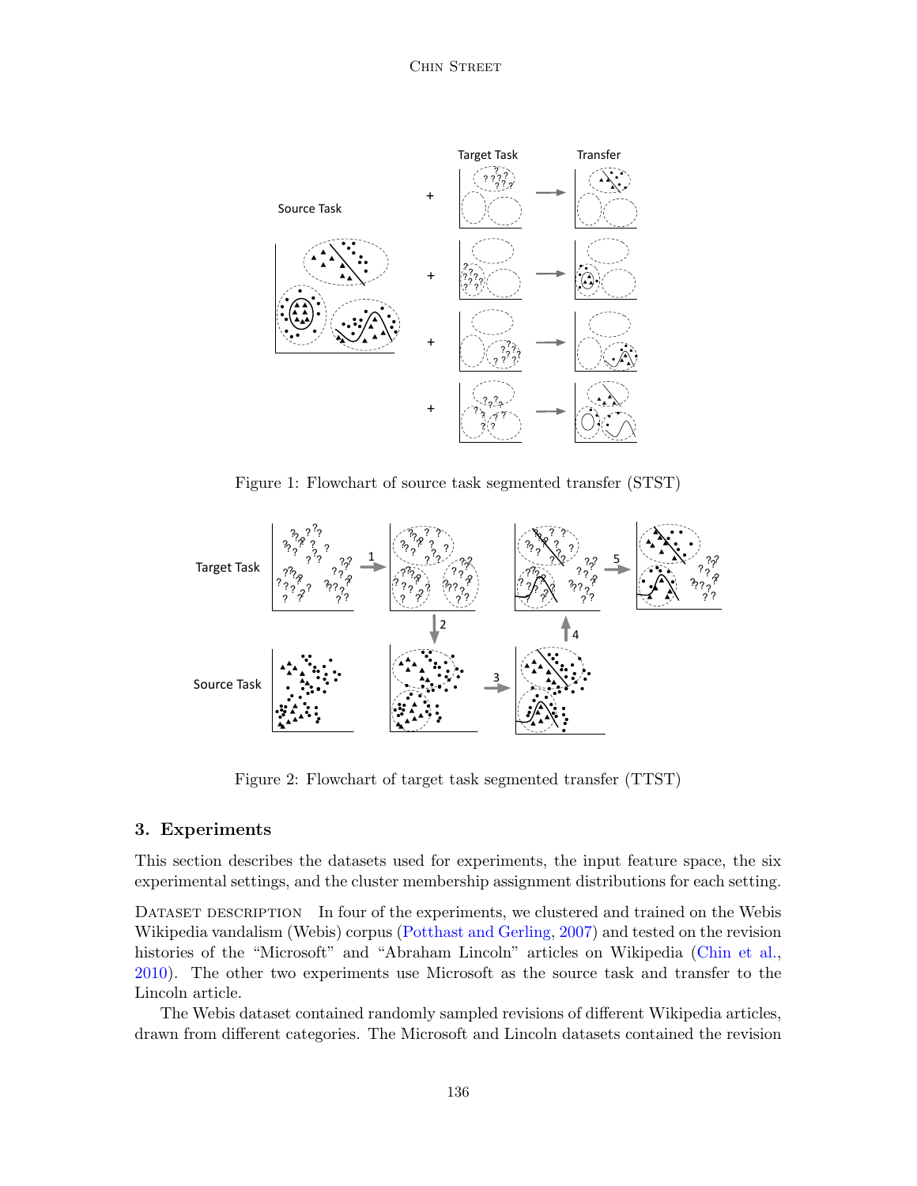Figure 1: Flowchart of source task segmented transfer (STST)

Figure 2: Flowchart of target task segmented transfer (TTST)

## 3. Experiments

This section describes the datasets used for experiments, the input feature space, the six experimental settings, and the cluster membership assignment distributions for each setting.

Dataset description In four of the experiments, we clustered and trained on the Webis Wikipedia vandalism (Webis) corpus (Potthast and Gerling, 2007) and tested on the revision histories of the "Microsoft" and "Abraham Lincoln" articles on Wikipedia (Chin et al., 2010). The other two experiments use Microsoft as the source task and transfer to the Lincoln article.

The Webis dataset contained randomly sampled revisions of different Wikipedia articles, drawn from different categories. The Microsoft and Lincoln datasets contained the revision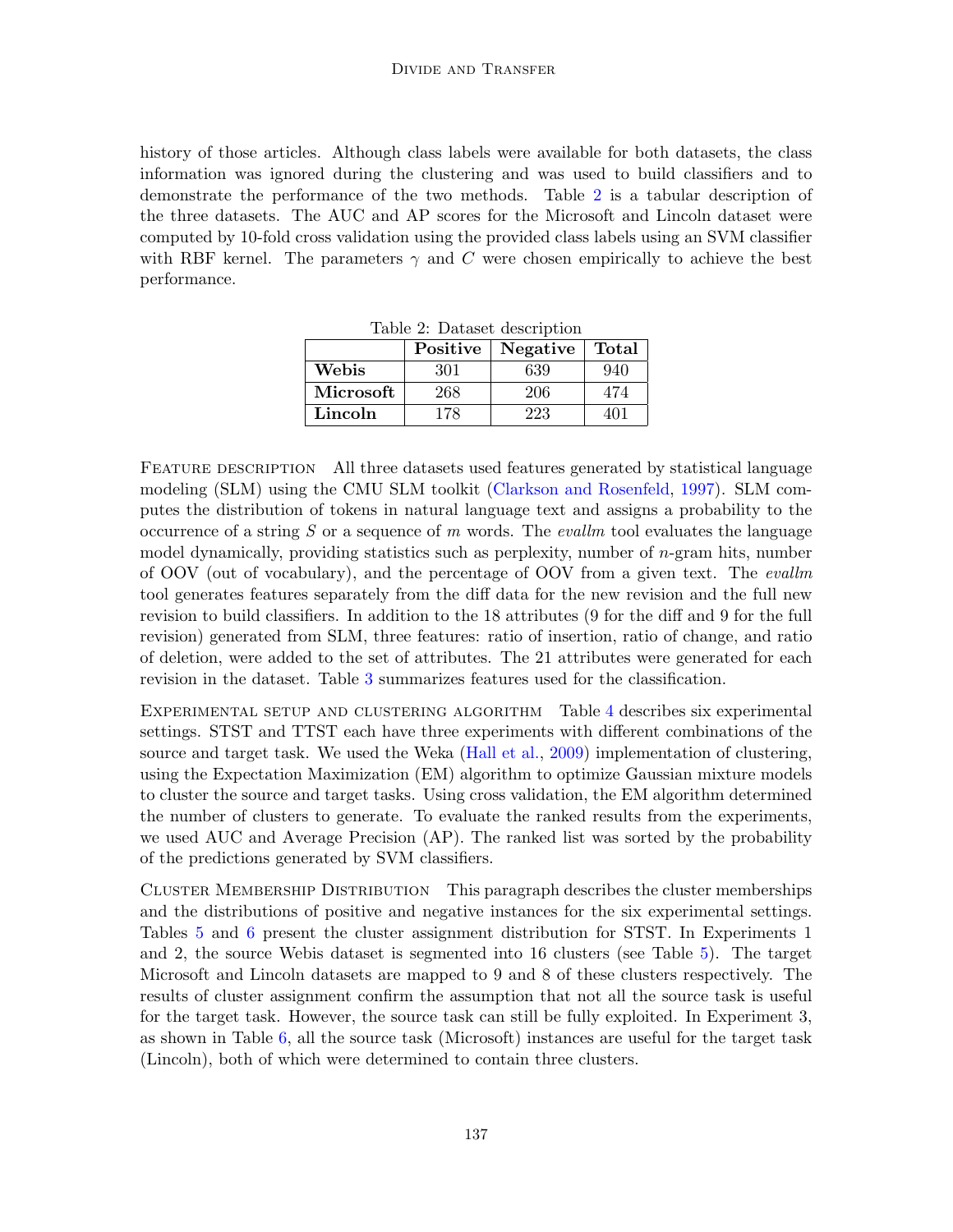history of those articles. Although class labels were available for both datasets, the class information was ignored during the clustering and was used to build classifiers and to demonstrate the performance of the two methods. Table 2 is a tabular description of the three datasets. The AUC and AP scores for the Microsoft and Lincoln dataset were computed by 10-fold cross validation using the provided class labels using an SVM classifier with RBF kernel. The parameters $\gamma$ and $C$ were chosen empirically to achieve the best performance.

Table 2: Dataset description

| | **Positive** | **Negative** | **Total** |
|---|---|---|---|
| **Webis** | 301 | 639 | 940 |
| **Microsoft** | 268 | 206 | 474 |
| **Lincoln** | 178 | 223 | 401 |

Feature description All three datasets used features generated by statistical language modeling (SLM) using the CMU SLM toolkit (Clarkson and Rosenfeld, 1997). SLM computes the distribution of tokens in natural language text and assigns a probability to the occurrence of a string $S$ or a sequence of $m$ words. The *evallm* tool evaluates the language model dynamically, providing statistics such as perplexity, number of $n$-gram hits, number of OOV (out of vocabulary), and the percentage of OOV from a given text. The *evallm* tool generates features separately from the diff data for the new revision and the full new revision to build classifiers. In addition to the 18 attributes (9 for the diff and 9 for the full revision) generated from SLM, three features: ratio of insertion, ratio of change, and ratio of deletion, were added to the set of attributes. The 21 attributes were generated for each revision in the dataset. Table 3 summarizes features used for the classification.

Experimental setup and clustering algorithm Table 4 describes six experimental settings. STST and TTST each have three experiments with different combinations of the source and target task. We used the Weka (Hall et al., 2009) implementation of clustering, using the Expectation Maximization (EM) algorithm to optimize Gaussian mixture models to cluster the source and target tasks. Using cross validation, the EM algorithm determined the number of clusters to generate. To evaluate the ranked results from the experiments, we used AUC and Average Precision (AP). The ranked list was sorted by the probability of the predictions generated by SVM classifiers.

Cluster Membership Distribution This paragraph describes the cluster memberships and the distributions of positive and negative instances for the six experimental settings. Tables 5 and 6 present the cluster assignment distribution for STST. In Experiments 1 and 2, the source Webis dataset is segmented into 16 clusters (see Table 5). The target Microsoft and Lincoln datasets are mapped to 9 and 8 of these clusters respectively. The results of cluster assignment confirm the assumption that not all the source task is useful for the target task. However, the source task can still be fully exploited. In Experiment 3, as shown in Table 6, all the source task (Microsoft) instances are useful for the target task (Lincoln), both of which were determined to contain three clusters.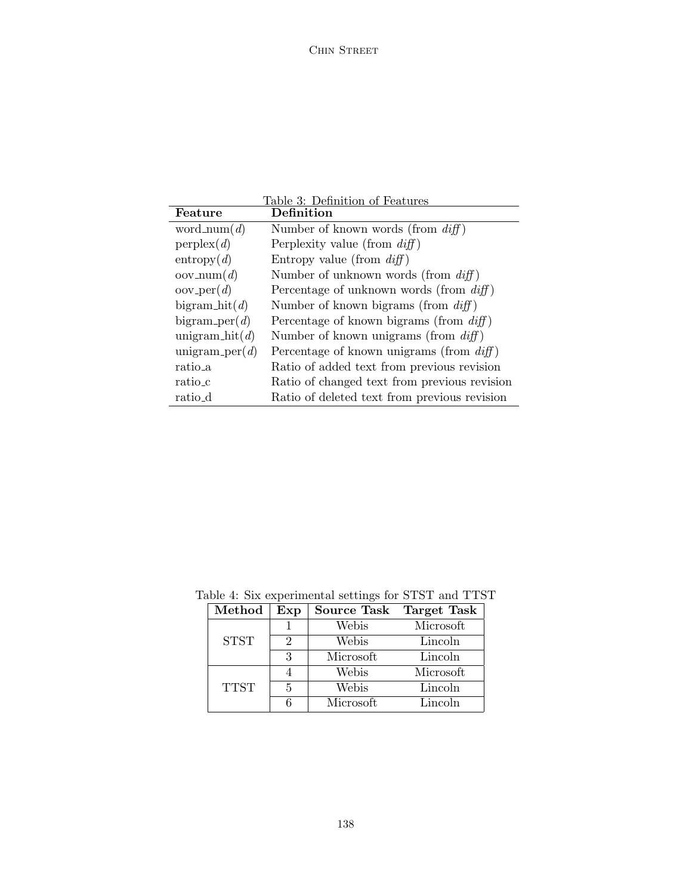Table 3: Definition of Features

| Feature | Definition |
|---|---|
| word_num($d$) | Number of known words (from *diff*) |
| perplex($d$) | Perplexity value (from *diff*) |
| entropy($d$) | Entropy value (from *diff*) |
| oov_num($d$) | Number of unknown words (from *diff*) |
| oov_per($d$) | Percentage of unknown words (from *diff*) |
| bigram_hit($d$) | Number of known bigrams (from *diff*) |
| bigram_per($d$) | Percentage of known bigrams (from *diff*) |
| unigram_hit($d$) | Number of known unigrams (from *diff*) |
| unigram_per($d$) | Percentage of known unigrams (from *diff*) |
| ratio_a | Ratio of added text from previous revision |
| ratio_c | Ratio of changed text from previous revision |
| ratio_d | Ratio of deleted text from previous revision |

Table 4: Six experimental settings for STST and TTST

| Method | Exp | Source Task | Target Task |
|---|---|---|---|
| STST | 1 | Webis | Microsoft |
| | 2 | Webis | Lincoln |
| | 3 | Microsoft | Lincoln |
| TTST | 4 | Webis | Microsoft |
| | 5 | Webis | Lincoln |
| | 6 | Microsoft | Lincoln |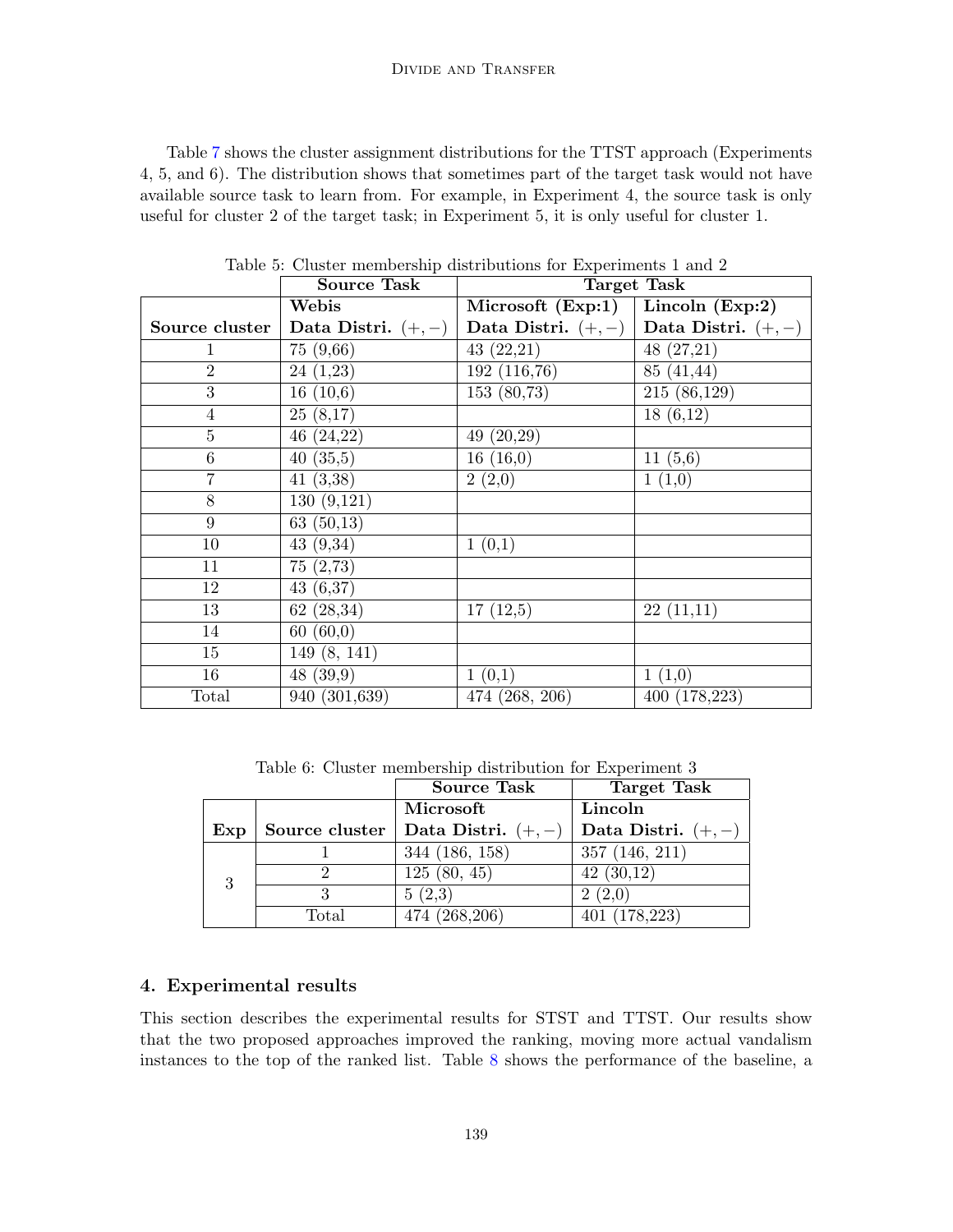Table 7 shows the cluster assignment distributions for the TTST approach (Experiments 4, 5, and 6). The distribution shows that sometimes part of the target task would not have available source task to learn from. For example, in Experiment 4, the source task is only useful for cluster 2 of the target task; in Experiment 5, it is only useful for cluster 1.

Table 5: Cluster membership distributions for Experiments 1 and 2

| | Source Task | Target Task | |
|---|---|---|---|
| | **Webis** | **Microsoft (Exp:1)** | **Lincoln (Exp:2)** |
| **Source cluster** | **Data Distri.** $(+,-)$ | **Data Distri.** $(+,-)$ | **Data Distri.** $(+,-)$ |
| 1 | 75 (9,66) | 43 (22,21) | 48 (27,21) |
| 2 | 24 (1,23) | 192 (116,76) | 85 (41,44) |
| 3 | 16 (10,6) | 153 (80,73) | 215 (86,129) |
| 4 | 25 (8,17) | | 18 (6,12) |
| 5 | 46 (24,22) | 49 (20,29) | |
| 6 | 40 (35,5) | 16 (16,0) | 11 (5,6) |
| 7 | 41 (3,38) | 2 (2,0) | 1 (1,0) |
| 8 | 130 (9,121) | | |
| 9 | 63 (50,13) | | |
| 10 | 43 (9,34) | 1 (0,1) | |
| 11 | 75 (2,73) | | |
| 12 | 43 (6,37) | | |
| 13 | 62 (28,34) | 17 (12,5) | 22 (11,11) |
| 14 | 60 (60,0) | | |
| 15 | 149 (8, 141) | | |
| 16 | 48 (39,9) | 1 (0,1) | 1 (1,0) |
| Total | 940 (301,639) | 474 (268, 206) | 400 (178,223) |

Table 6: Cluster membership distribution for Experiment 3

| | | Source Task | Target Task |
|---|---|---|---|
| | | **Microsoft** | **Lincoln** |
| **Exp** | **Source cluster** | **Data Distri.** $(+,-)$ | **Data Distri.** $(+,-)$ |
| 3 | 1 | 344 (186, 158) | 357 (146, 211) |
| | 2 | 125 (80, 45) | 42 (30,12) |
| | 3 | 5 (2,3) | 2 (2,0) |
| | Total | 474 (268,206) | 401 (178,223) |

## 4. Experimental results

This section describes the experimental results for STST and TTST. Our results show that the two proposed approaches improved the ranking, moving more actual vandalism instances to the top of the ranked list. Table 8 shows the performance of the baseline, a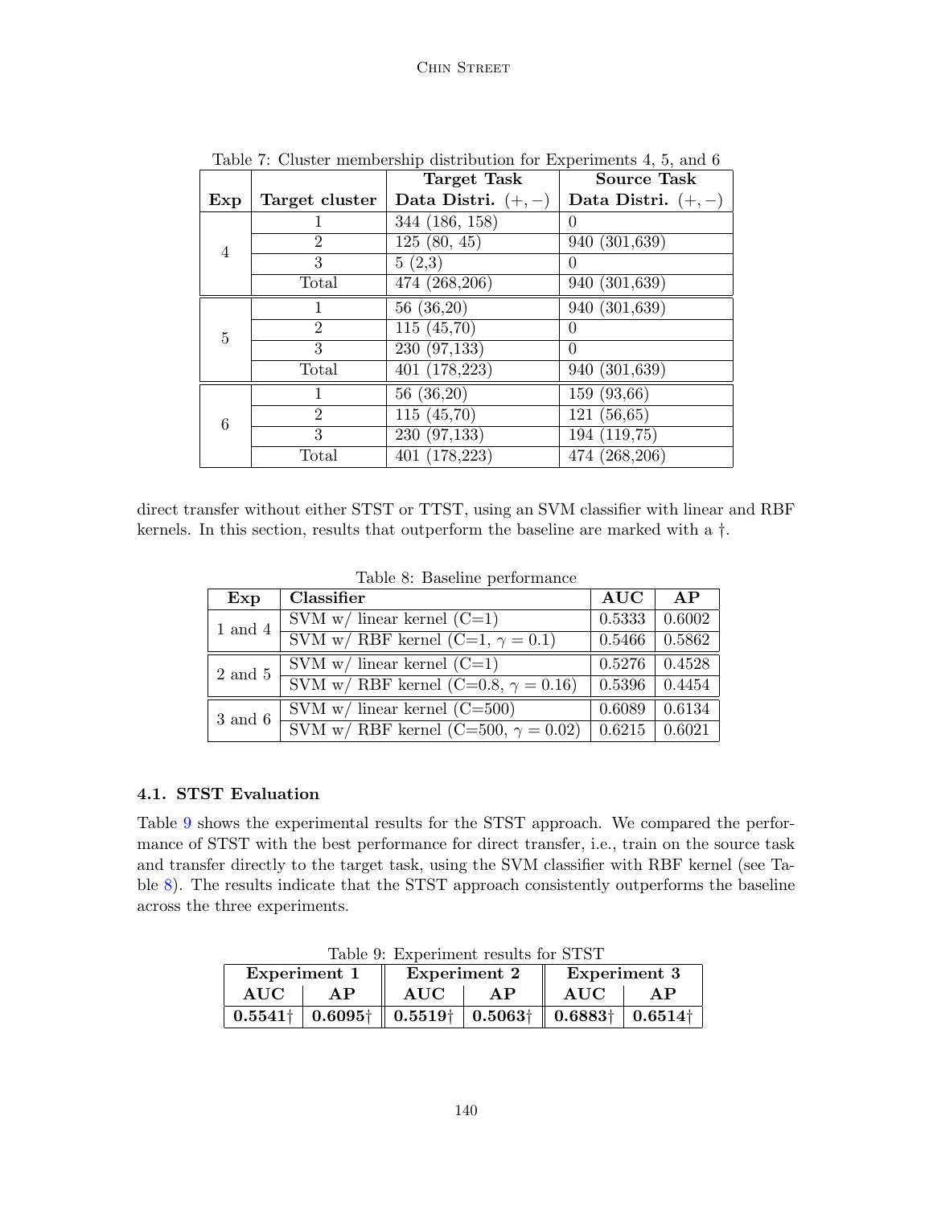Table 7: Cluster membership distribution for Experiments 4, 5, and 6

| Exp | Target cluster | Target Task Data Distri. $(+,-)$ | Source Task Data Distri. $(+,-)$ |
|---|---|---|---|
| 4 | 1 | 344 (186, 158) | 0 |
| | 2 | 125 (80, 45) | 940 (301,639) |
| | 3 | 5 (2,3) | 0 |
| | Total | 474 (268,206) | 940 (301,639) |
| 5 | 1 | 56 (36,20) | 940 (301,639) |
| | 2 | 115 (45,70) | 0 |
| | 3 | 230 (97,133) | 0 |
| | Total | 401 (178,223) | 940 (301,639) |
| 6 | 1 | 56 (36,20) | 159 (93,66) |
| | 2 | 115 (45,70) | 121 (56,65) |
| | 3 | 230 (97,133) | 194 (119,75) |
| | Total | 401 (178,223) | 474 (268,206) |

direct transfer without either STST or TTST, using an SVM classifier with linear and RBF kernels. In this section, results that outperform the baseline are marked with a †.

Table 8: Baseline performance

| Exp | Classifier | AUC | AP |
|---|---|---|---|
| 1 and 4 | SVM w/ linear kernel (C=1) | 0.5333 | 0.6002 |
| | SVM w/ RBF kernel (C=1, $\gamma = 0.1$) | 0.5466 | 0.5862 |
| 2 and 5 | SVM w/ linear kernel (C=1) | 0.5276 | 0.4528 |
| | SVM w/ RBF kernel (C=0.8, $\gamma = 0.16$) | 0.5396 | 0.4454 |
| 3 and 6 | SVM w/ linear kernel (C=500) | 0.6089 | 0.6134 |
| | SVM w/ RBF kernel (C=500, $\gamma = 0.02$) | 0.6215 | 0.6021 |

### 4.1. STST Evaluation

Table 9 shows the experimental results for the STST approach. We compared the performance of STST with the best performance for direct transfer, i.e., train on the source task and transfer directly to the target task, using the SVM classifier with RBF kernel (see Table 8). The results indicate that the STST approach consistently outperforms the baseline across the three experiments.

Table 9: Experiment results for STST

| Experiment 1 | | Experiment 2 | | Experiment 3 | |
|---|---|---|---|---|---|
| **AUC** | **AP** | **AUC** | **AP** | **AUC** | **AP** |
| **0.5541**† | **0.6095**† | **0.5519**† | **0.5063**† | **0.6883**† | **0.6514**† |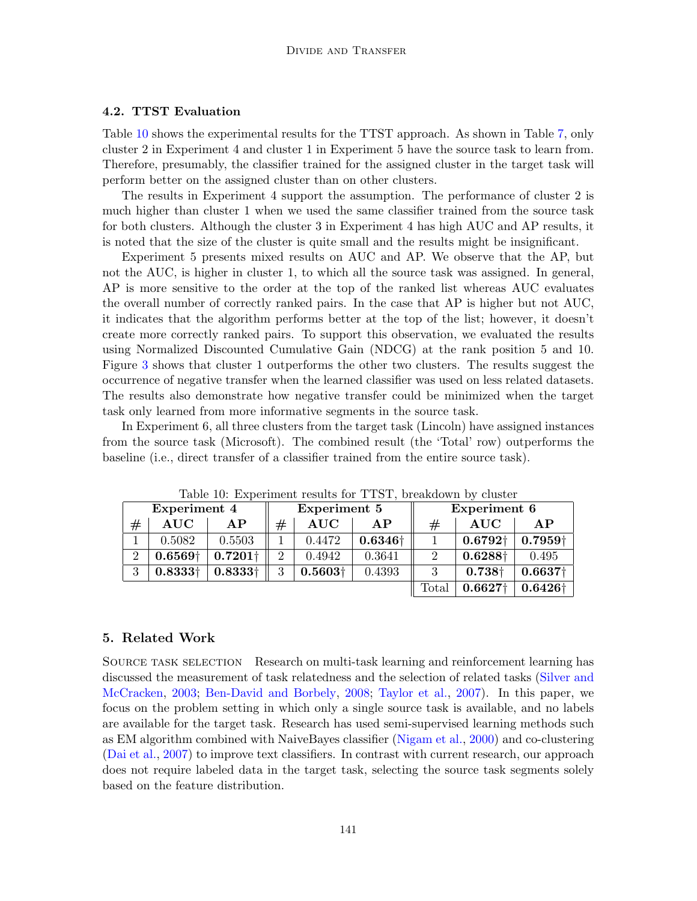### 4.2. TTST Evaluation

Table 10 shows the experimental results for the TTST approach. As shown in Table 7, only cluster 2 in Experiment 4 and cluster 1 in Experiment 5 have the source task to learn from. Therefore, presumably, the classifier trained for the assigned cluster in the target task will perform better on the assigned cluster than on other clusters.

The results in Experiment 4 support the assumption. The performance of cluster 2 is much higher than cluster 1 when we used the same classifier trained from the source task for both clusters. Although the cluster 3 in Experiment 4 has high AUC and AP results, it is noted that the size of the cluster is quite small and the results might be insignificant.

Experiment 5 presents mixed results on AUC and AP. We observe that the AP, but not the AUC, is higher in cluster 1, to which all the source task was assigned. In general, AP is more sensitive to the order at the top of the ranked list whereas AUC evaluates the overall number of correctly ranked pairs. In the case that AP is higher but not AUC, it indicates that the algorithm performs better at the top of the list; however, it doesn't create more correctly ranked pairs. To support this observation, we evaluated the results using Normalized Discounted Cumulative Gain (NDCG) at the rank position 5 and 10. Figure 3 shows that cluster 1 outperforms the other two clusters. The results suggest the occurrence of negative transfer when the learned classifier was used on less related datasets. The results also demonstrate how negative transfer could be minimized when the target task only learned from more informative segments in the source task.

In Experiment 6, all three clusters from the target task (Lincoln) have assigned instances from the source task (Microsoft). The combined result (the 'Total' row) outperforms the baseline (i.e., direct transfer of a classifier trained from the entire source task).

Table 10: Experiment results for TTST, breakdown by cluster

| Experiment 4 | | | Experiment 5 | | | Experiment 6 | | |
|---|---|---|---|---|---|---|---|---|
| # | **AUC** | **AP** | # | **AUC** | **AP** | # | **AUC** | **AP** |
| 1 | 0.5082 | 0.5503 | 1 | 0.4472 | **0.6346**† | 1 | **0.6792**† | **0.7959**† |
| 2 | **0.6569**† | **0.7201**† | 2 | 0.4942 | 0.3641 | 2 | **0.6288**† | 0.495 |
| 3 | **0.8333**† | **0.8333**† | 3 | **0.5603**† | 0.4393 | 3 | **0.738**† | **0.6637**† |
| | | | | | | Total | **0.6627**† | **0.6426**† |

## 5. Related Work

Source task selection  Research on multi-task learning and reinforcement learning has discussed the measurement of task relatedness and the selection of related tasks (Silver and McCracken, 2003; Ben-David and Borbely, 2008; Taylor et al., 2007). In this paper, we focus on the problem setting in which only a single source task is available, and no labels are available for the target task. Research has used semi-supervised learning methods such as EM algorithm combined with NaiveBayes classifier (Nigam et al., 2000) and co-clustering (Dai et al., 2007) to improve text classifiers. In contrast with current research, our approach does not require labeled data in the target task, selecting the source task segments solely based on the feature distribution.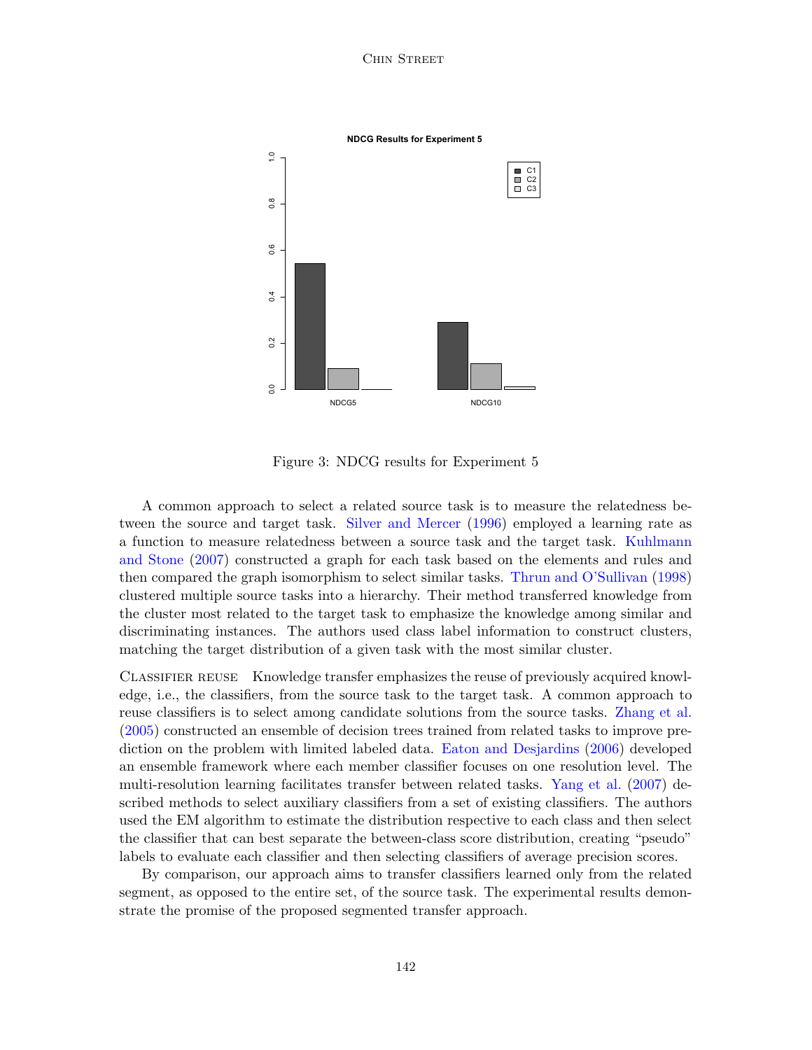Figure 3: NDCG results for Experiment 5

A common approach to select a related source task is to measure the relatedness between the source and target task. Silver and Mercer (1996) employed a learning rate as a function to measure relatedness between a source task and the target task. Kuhlmann and Stone (2007) constructed a graph for each task based on the elements and rules and then compared the graph isomorphism to select similar tasks. Thrun and O'Sullivan (1998) clustered multiple source tasks into a hierarchy. Their method transferred knowledge from the cluster most related to the target task to emphasize the knowledge among similar and discriminating instances. The authors used class label information to construct clusters, matching the target distribution of a given task with the most similar cluster.

Classifier reuse  Knowledge transfer emphasizes the reuse of previously acquired knowledge, i.e., the classifiers, from the source task to the target task. A common approach to reuse classifiers is to select among candidate solutions from the source tasks. Zhang et al. (2005) constructed an ensemble of decision trees trained from related tasks to improve prediction on the problem with limited labeled data. Eaton and Desjardins (2006) developed an ensemble framework where each member classifier focuses on one resolution level. The multi-resolution learning facilitates transfer between related tasks. Yang et al. (2007) described methods to select auxiliary classifiers from a set of existing classifiers. The authors used the EM algorithm to estimate the distribution respective to each class and then select the classifier that can best separate the between-class score distribution, creating "pseudo" labels to evaluate each classifier and then selecting classifiers of average precision scores.

By comparison, our approach aims to transfer classifiers learned only from the related segment, as opposed to the entire set, of the source task. The experimental results demonstrate the promise of the proposed segmented transfer approach.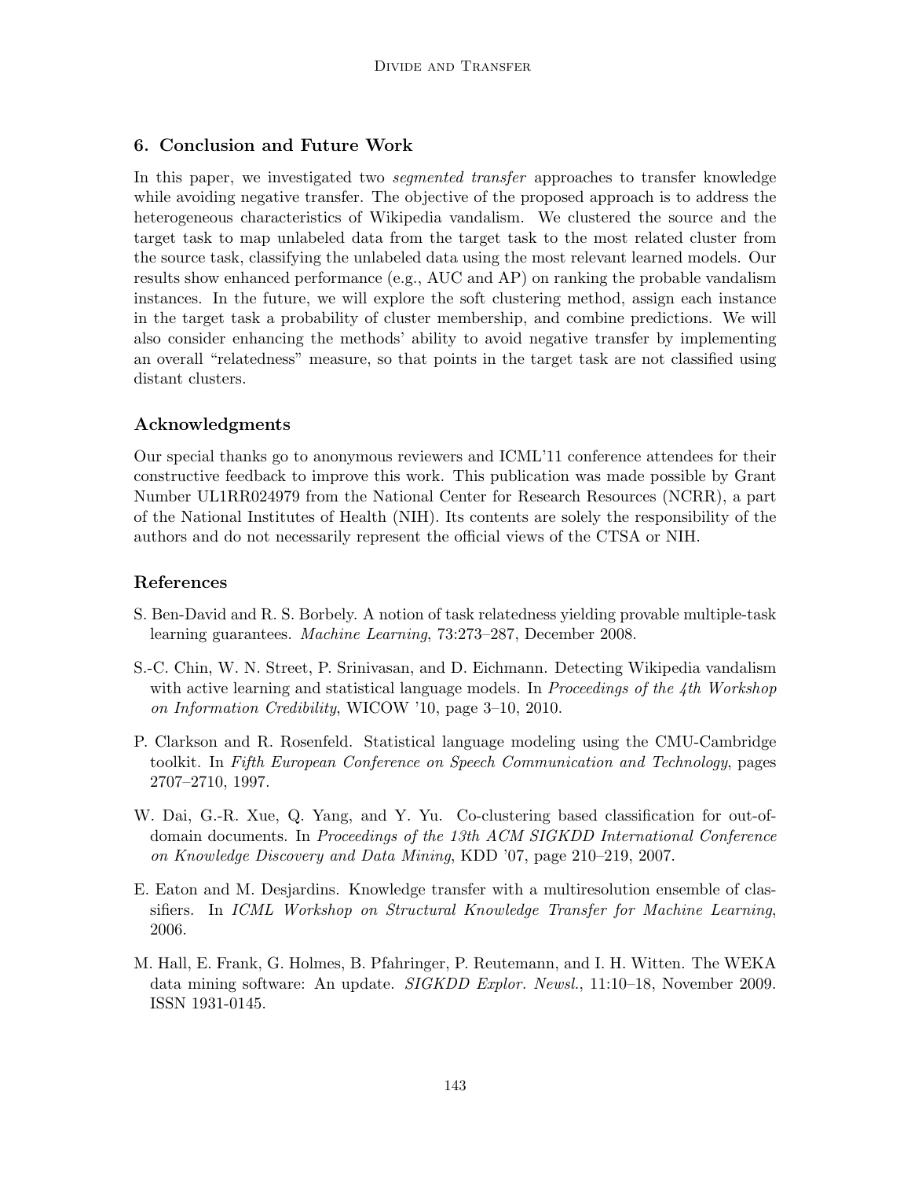## 6. Conclusion and Future Work

In this paper, we investigated two *segmented transfer* approaches to transfer knowledge while avoiding negative transfer. The objective of the proposed approach is to address the heterogeneous characteristics of Wikipedia vandalism. We clustered the source and the target task to map unlabeled data from the target task to the most related cluster from the source task, classifying the unlabeled data using the most relevant learned models. Our results show enhanced performance (e.g., AUC and AP) on ranking the probable vandalism instances. In the future, we will explore the soft clustering method, assign each instance in the target task a probability of cluster membership, and combine predictions. We will also consider enhancing the methods' ability to avoid negative transfer by implementing an overall "relatedness" measure, so that points in the target task are not classified using distant clusters.

## Acknowledgments

Our special thanks go to anonymous reviewers and ICML'11 conference attendees for their constructive feedback to improve this work. This publication was made possible by Grant Number UL1RR024979 from the National Center for Research Resources (NCRR), a part of the National Institutes of Health (NIH). Its contents are solely the responsibility of the authors and do not necessarily represent the official views of the CTSA or NIH.

## References

S. Ben-David and R. S. Borbely. A notion of task relatedness yielding provable multiple-task learning guarantees. *Machine Learning*, 73:273–287, December 2008.

S.-C. Chin, W. N. Street, P. Srinivasan, and D. Eichmann. Detecting Wikipedia vandalism with active learning and statistical language models. In *Proceedings of the 4th Workshop on Information Credibility*, WICOW '10, page 3–10, 2010.

P. Clarkson and R. Rosenfeld. Statistical language modeling using the CMU-Cambridge toolkit. In *Fifth European Conference on Speech Communication and Technology*, pages 2707–2710, 1997.

W. Dai, G.-R. Xue, Q. Yang, and Y. Yu. Co-clustering based classification for out-of-domain documents. In *Proceedings of the 13th ACM SIGKDD International Conference on Knowledge Discovery and Data Mining*, KDD '07, page 210–219, 2007.

E. Eaton and M. Desjardins. Knowledge transfer with a multiresolution ensemble of classifiers. In *ICML Workshop on Structural Knowledge Transfer for Machine Learning*, 2006.

M. Hall, E. Frank, G. Holmes, B. Pfahringer, P. Reutemann, and I. H. Witten. The WEKA data mining software: An update. *SIGKDD Explor. Newsl.*, 11:10–18, November 2009. ISSN 1931-0145.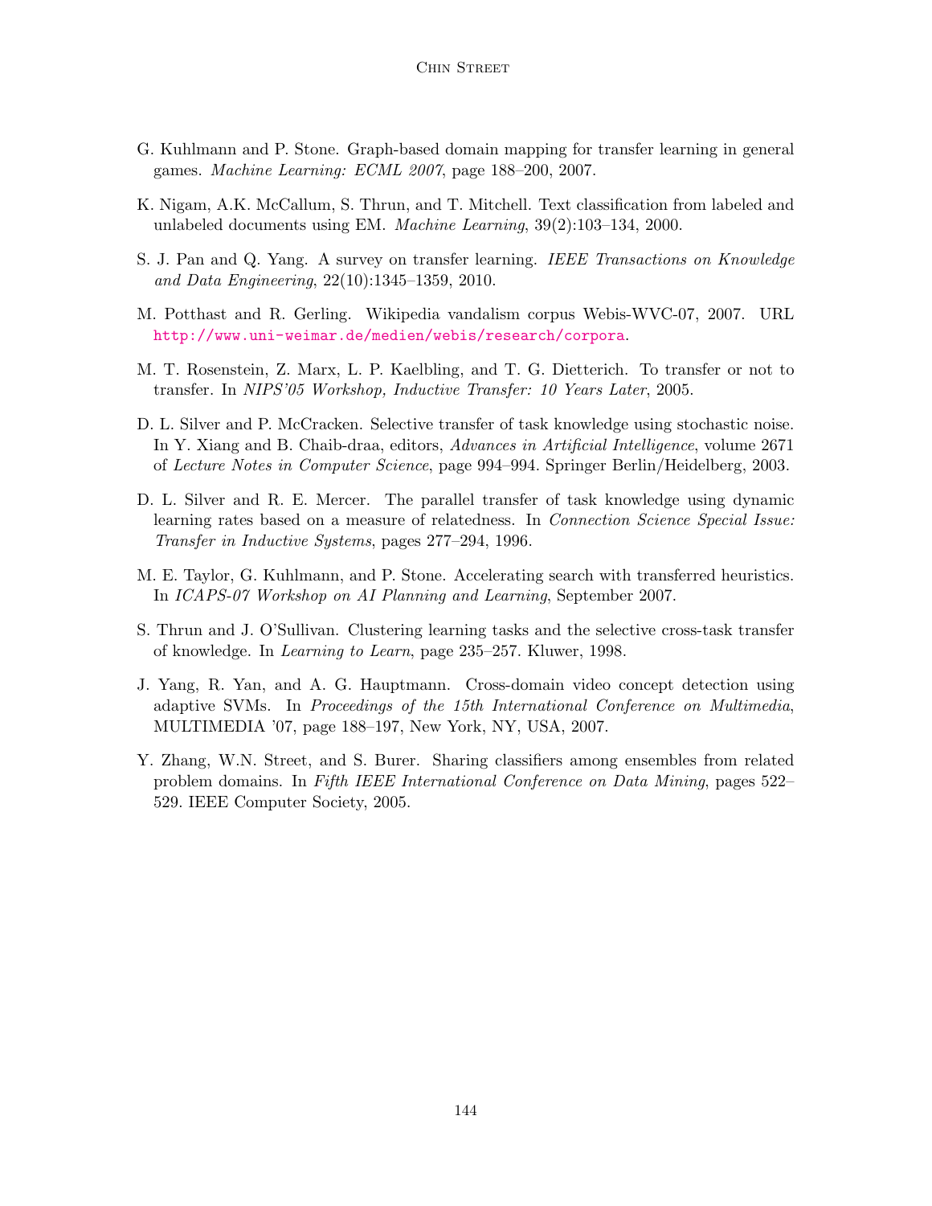G. Kuhlmann and P. Stone. Graph-based domain mapping for transfer learning in general games. *Machine Learning: ECML 2007*, page 188–200, 2007.

K. Nigam, A.K. McCallum, S. Thrun, and T. Mitchell. Text classification from labeled and unlabeled documents using EM. *Machine Learning*, 39(2):103–134, 2000.

S. J. Pan and Q. Yang. A survey on transfer learning. *IEEE Transactions on Knowledge and Data Engineering*, 22(10):1345–1359, 2010.

M. Potthast and R. Gerling. Wikipedia vandalism corpus Webis-WVC-07, 2007. URL http://www.uni-weimar.de/medien/webis/research/corpora.

M. T. Rosenstein, Z. Marx, L. P. Kaelbling, and T. G. Dietterich. To transfer or not to transfer. In *NIPS'05 Workshop, Inductive Transfer: 10 Years Later*, 2005.

D. L. Silver and P. McCracken. Selective transfer of task knowledge using stochastic noise. In Y. Xiang and B. Chaib-draa, editors, *Advances in Artificial Intelligence*, volume 2671 of *Lecture Notes in Computer Science*, page 994–994. Springer Berlin/Heidelberg, 2003.

D. L. Silver and R. E. Mercer. The parallel transfer of task knowledge using dynamic learning rates based on a measure of relatedness. In *Connection Science Special Issue: Transfer in Inductive Systems*, pages 277–294, 1996.

M. E. Taylor, G. Kuhlmann, and P. Stone. Accelerating search with transferred heuristics. In *ICAPS-07 Workshop on AI Planning and Learning*, September 2007.

S. Thrun and J. O'Sullivan. Clustering learning tasks and the selective cross-task transfer of knowledge. In *Learning to Learn*, page 235–257. Kluwer, 1998.

J. Yang, R. Yan, and A. G. Hauptmann. Cross-domain video concept detection using adaptive SVMs. In *Proceedings of the 15th International Conference on Multimedia*, MULTIMEDIA '07, page 188–197, New York, NY, USA, 2007.

Y. Zhang, W.N. Street, and S. Burer. Sharing classifiers among ensembles from related problem domains. In *Fifth IEEE International Conference on Data Mining*, pages 522–529. IEEE Computer Society, 2005.